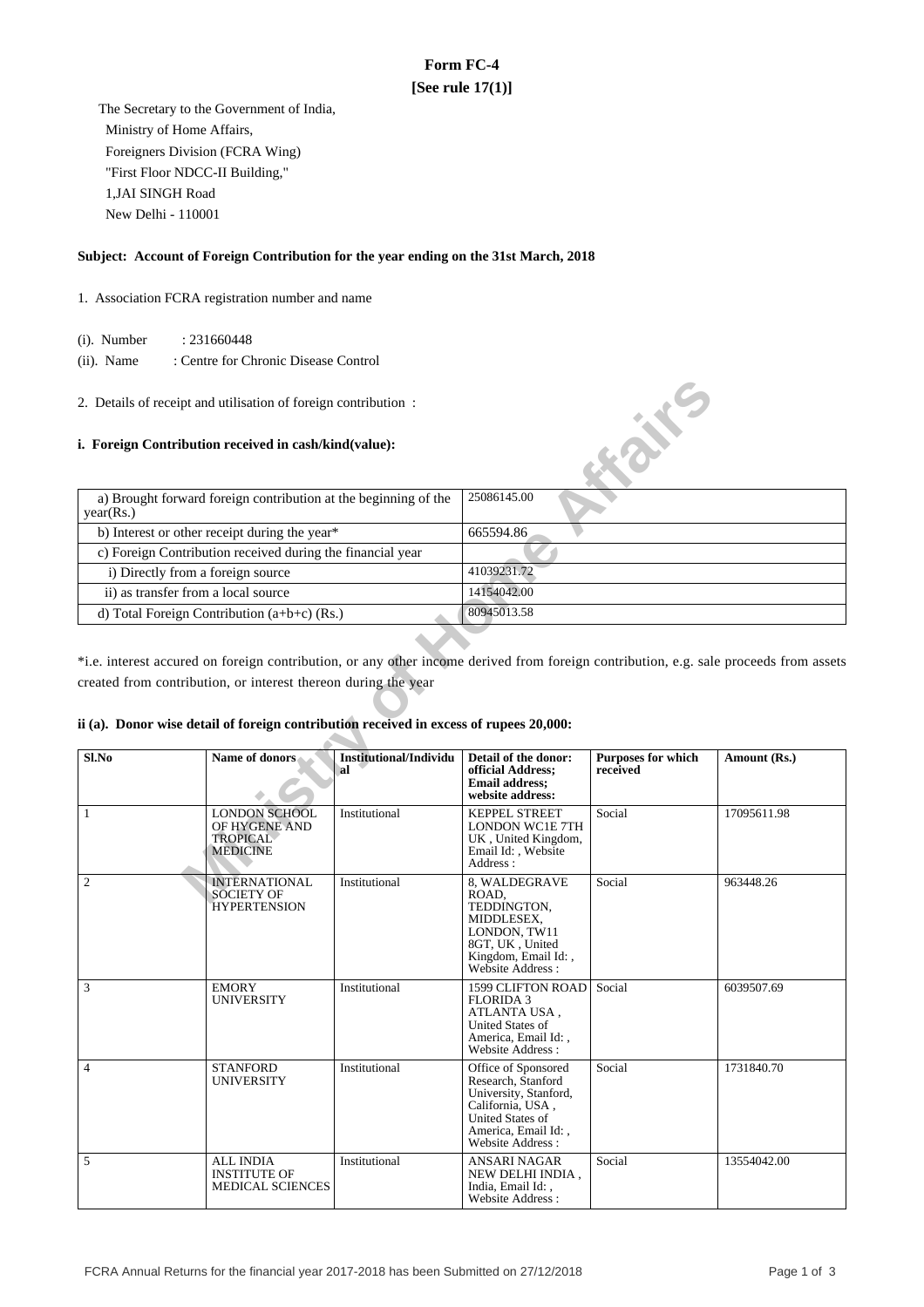# Form FC-4
## [See rule 17(1)]

The Secretary to the Government of India,
Ministry of Home Affairs,
Foreigners Division (FCRA Wing)
"First Floor NDCC-II Building,"
1,JAI SINGH Road
New Delhi - 110001

**Subject: Account of Foreign Contribution for the year ending on the 31st March, 2018**

1. Association FCRA registration number and name

(i). Number : 231660448

(ii). Name : Centre for Chronic Disease Control

2. Details of receipt and utilisation of foreign contribution :

**i. Foreign Contribution received in cash/kind(value):**

| | |
|---|---|
| a) Brought forward foreign contribution at the beginning of the year(Rs.) | 25086145.00 |
| b) Interest or other receipt during the year* | 665594.86 |
| c) Foreign Contribution received during the financial year | |
| i) Directly from a foreign source | 41039231.72 |
| ii) as transfer from a local source | 14154042.00 |
| d) Total Foreign Contribution (a+b+c) (Rs.) | 80945013.58 |

*i.e. interest accured on foreign contribution, or any other income derived from foreign contribution, e.g. sale proceeds from assets created from contribution, or interest thereon during the year

**ii (a). Donor wise detail of foreign contribution received in excess of rupees 20,000:**

| Sl.No | Name of donors | Institutional/Individual | Detail of the donor: official Address; Email address; website address: | Purposes for which received | Amount (Rs.) |
|---|---|---|---|---|---|
| 1 | LONDON SCHOOL OF HYGENE AND TROPICAL MEDICINE | Institutional | KEPPEL STREET LONDON WC1E 7TH UK , United Kingdom, Email Id: , Website Address : | Social | 17095611.98 |
| 2 | INTERNATIONAL SOCIETY OF HYPERTENSION | Institutional | 8, WALDEGRAVE ROAD, TEDDINGTON, MIDDLESEX, LONDON, TW11 8GT, UK , United Kingdom, Email Id: , Website Address : | Social | 963448.26 |
| 3 | EMORY UNIVERSITY | Institutional | 1599 CLIFTON ROAD FLORIDA 3 ATLANTA USA , United States of America, Email Id: , Website Address : | Social | 6039507.69 |
| 4 | STANFORD UNIVERSITY | Institutional | Office of Sponsored Research, Stanford University, Stanford, California, USA , United States of America, Email Id: , Website Address : | Social | 1731840.70 |
| 5 | ALL INDIA INSTITUTE OF MEDICAL SCIENCES | Institutional | ANSARI NAGAR NEW DELHI INDIA , India, Email Id: , Website Address : | Social | 13554042.00 |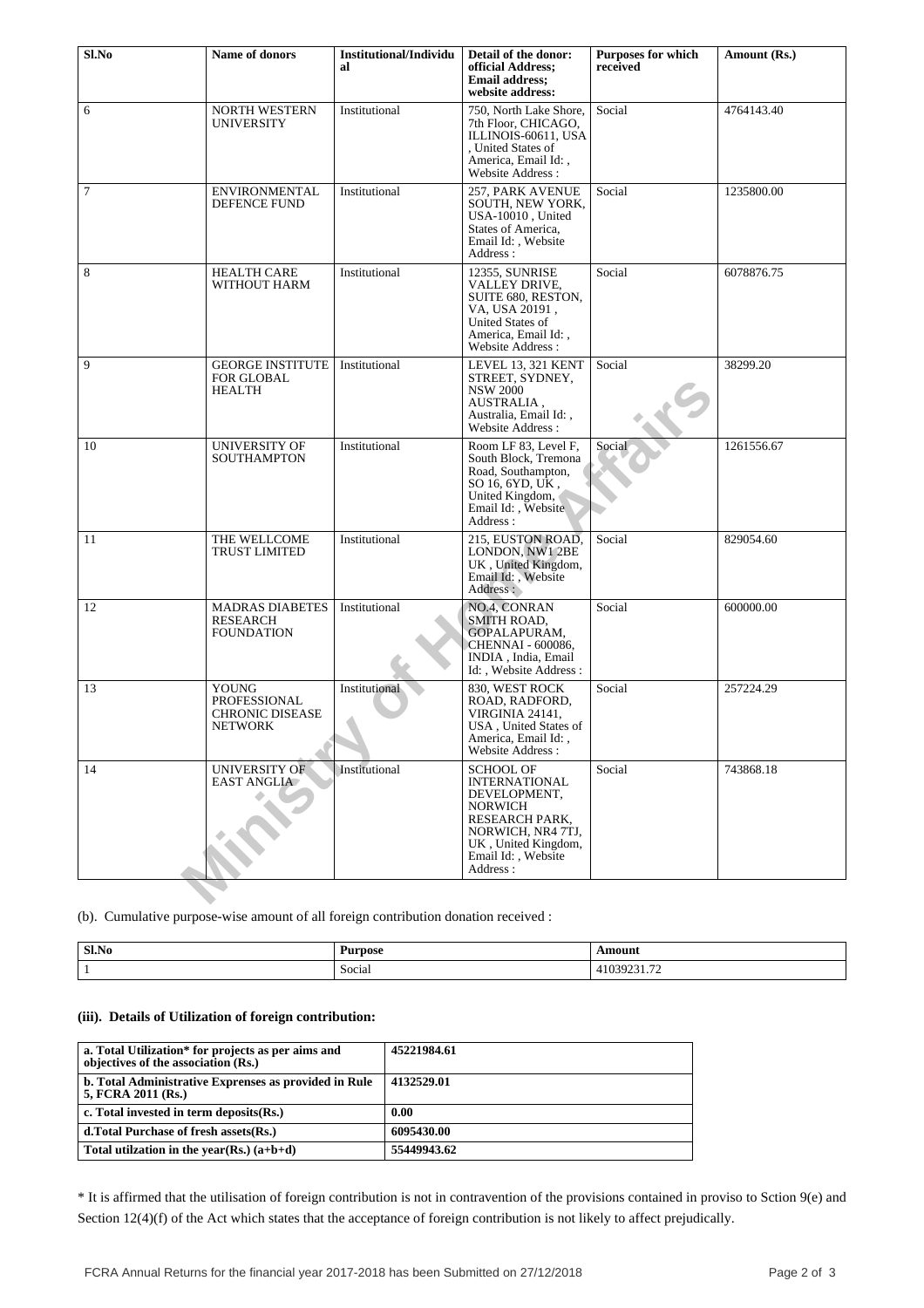| Sl.No | Name of donors | Institutional/Individual | Detail of the donor: official Address; Email address; website address: | Purposes for which received | Amount (Rs.) |
|---|---|---|---|---|---|
| 6 | NORTH WESTERN UNIVERSITY | Institutional | 750, North Lake Shore, 7th Floor, CHICAGO, ILLINOIS-60611, USA , United States of America, Email Id: , Website Address : | Social | 4764143.40 |
| 7 | ENVIRONMENTAL DEFENCE FUND | Institutional | 257, PARK AVENUE SOUTH, NEW YORK, USA-10010 , United States of America, Email Id: , Website Address : | Social | 1235800.00 |
| 8 | HEALTH CARE WITHOUT HARM | Institutional | 12355, SUNRISE VALLEY DRIVE, SUITE 680, RESTON, VA, USA 20191 , United States of America, Email Id: , Website Address : | Social | 6078876.75 |
| 9 | GEORGE INSTITUTE FOR GLOBAL HEALTH | Institutional | LEVEL 13, 321 KENT STREET, SYDNEY, NSW 2000 AUSTRALIA , Australia, Email Id: , Website Address : | Social | 38299.20 |
| 10 | UNIVERSITY OF SOUTHAMPTON | Institutional | Room LF 83, Level F, South Block, Tremona Road, Southampton, SO 16, 6YD, UK , United Kingdom, Email Id: , Website Address : | Social | 1261556.67 |
| 11 | THE WELLCOME TRUST LIMITED | Institutional | 215, EUSTON ROAD, LONDON, NW1 2BE UK , United Kingdom, Email Id: , Website Address : | Social | 829054.60 |
| 12 | MADRAS DIABETES RESEARCH FOUNDATION | Institutional | NO.4, CONRAN SMITH ROAD, GOPALAPURAM, CHENNAI - 600086, INDIA , India, Email Id: , Website Address : | Social | 600000.00 |
| 13 | YOUNG PROFESSIONAL CHRONIC DISEASE NETWORK | Institutional | 830, WEST ROCK ROAD, RADFORD, VIRGINIA 24141, USA , United States of America, Email Id: , Website Address : | Social | 257224.29 |
| 14 | UNIVERSITY OF EAST ANGLIA | Institutional | SCHOOL OF INTERNATIONAL DEVELOPMENT, NORWICH RESEARCH PARK, NORWICH, NR4 7TJ, UK , United Kingdom, Email Id: , Website Address : | Social | 743868.18 |

(b). Cumulative purpose-wise amount of all foreign contribution donation received :

| Sl.No | Purpose | Amount |
|---|---|---|
| 1 | Social | 41039231.72 |

### (iii). Details of Utilization of foreign contribution:

| | |
|---|---|
| **a. Total Utilization* for projects as per aims and objectives of the association (Rs.)** | **45221984.61** |
| **b. Total Administrative Exprenses as provided in Rule 5, FCRA 2011 (Rs.)** | **4132529.01** |
| **c. Total invested in term deposits(Rs.)** | **0.00** |
| **d.Total Purchase of fresh assets(Rs.)** | **6095430.00** |
| **Total utilzation in the year(Rs.) (a+b+d)** | **55449943.62** |

* It is affirmed that the utilisation of foreign contribution is not in contravention of the provisions contained in proviso to Sction 9(e) and Section 12(4)(f) of the Act which states that the acceptance of foreign contribution is not likely to affect prejudically.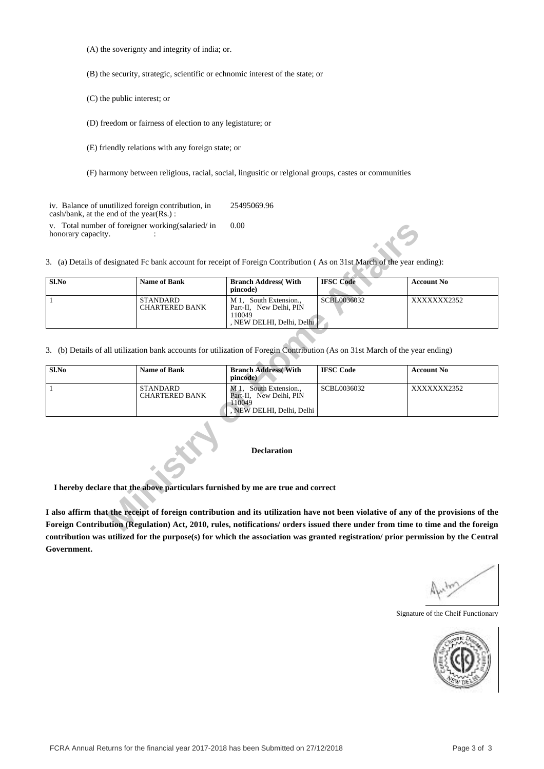(A) the soverignty and integrity of india; or.

(B) the security, strategic, scientific or echnomic interest of the state; or

(C) the public interest; or

(D) freedom or fairness of election to any legistature; or

(E) friendly relations with any foreign state; or

(F) harmony between religious, racial, social, lingusitic or relgional groups, castes or communities

| | |
|---|---|
| iv. Balance of unutilized foreign contribution, in cash/bank, at the end of the year(Rs.) : | 25495069.96 |
| v. Total number of foreigner working(salaried/ in honorary capacity. : | 0.00 |

3. (a) Details of designated Fc bank account for receipt of Foreign Contribution ( As on 31st March of the year ending):

| Sl.No | Name of Bank | Branch Address( With pincode) | IFSC Code | Account No |
|---|---|---|---|---|
| 1 | STANDARD CHARTERED BANK | M 1, South Extension., Part-II, New Delhi, PIN 110049 , NEW DELHI, Delhi, Delhi | SCBL0036032 | XXXXXXX2352 |

3. (b) Details of all utilization bank accounts for utilization of Foregin Contribution (As on 31st March of the year ending)

| Sl.No | Name of Bank | Branch Address( With pincode) | IFSC Code | Account No |
|---|---|---|---|---|
| 1 | STANDARD CHARTERED BANK | M 1, South Extension., Part-II, New Delhi, PIN 110049 , NEW DELHI, Delhi, Delhi | SCBL0036032 | XXXXXXX2352 |

**Declaration**

**I hereby declare that the above particulars furnished by me are true and correct**

**I also affirm that the receipt of foreign contribution and its utilization have not been violative of any of the provisions of the Foreign Contribution (Regulation) Act, 2010, rules, notifications/ orders issued there under from time to time and the foreign contribution was utilized for the purpose(s) for which the association was granted registration/ prior permission by the Central Government.**

Signature of the Cheif Functionary

FCRA Annual Returns for the financial year 2017-2018 has been Submitted on 27/12/2018